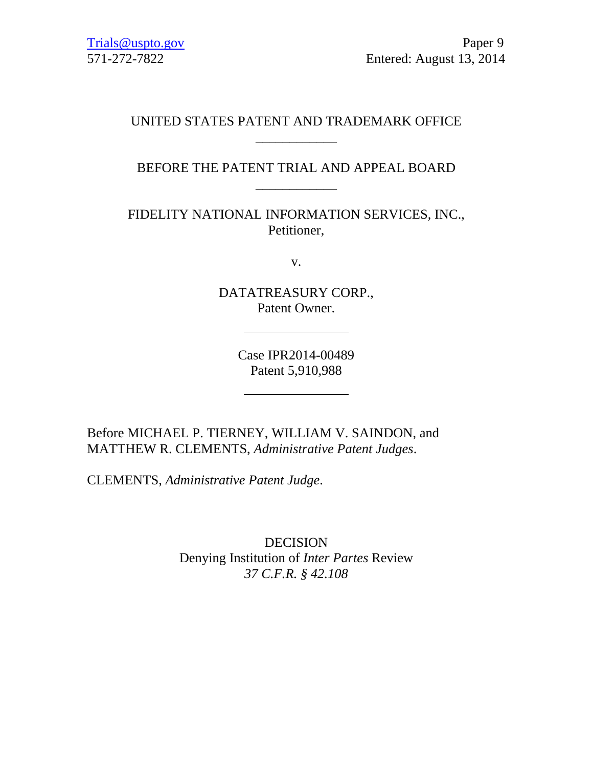Trials@uspto.gov
571-272-7822

Paper 9
Entered: August 13, 2014

UNITED STATES PATENT AND TRADEMARK OFFICE

---

BEFORE THE PATENT TRIAL AND APPEAL BOARD

---

FIDELITY NATIONAL INFORMATION SERVICES, INC.,
Petitioner,

v.

DATATREASURY CORP.,
Patent Owner.

---

Case IPR2014-00489
Patent 5,910,988

---

Before MICHAEL P. TIERNEY, WILLIAM V. SAINDON, and MATTHEW R. CLEMENTS, *Administrative Patent Judges*.

CLEMENTS, *Administrative Patent Judge*.

DECISION
Denying Institution of *Inter Partes* Review
*37 C.F.R. § 42.108*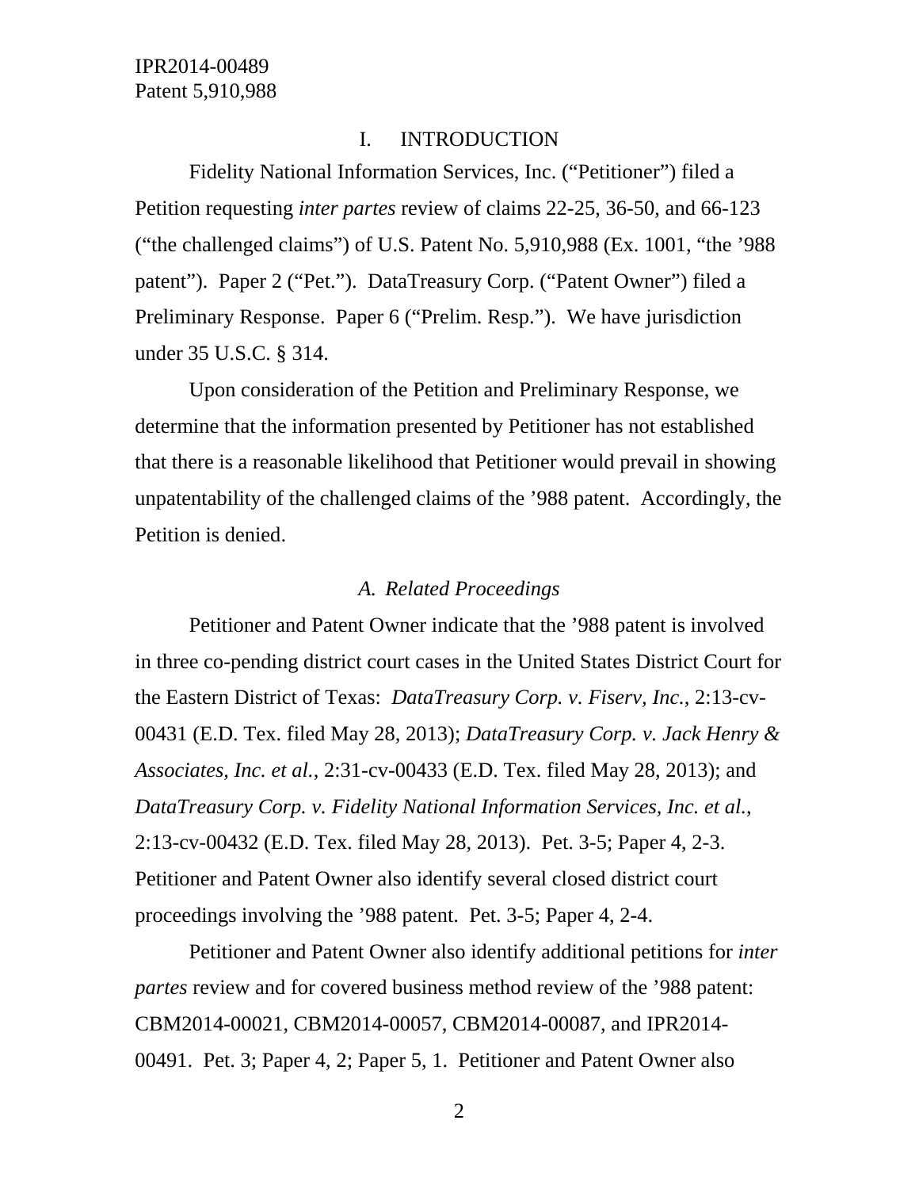# I. INTRODUCTION

Fidelity National Information Services, Inc. ("Petitioner") filed a Petition requesting *inter partes* review of claims 22-25, 36-50, and 66-123 ("the challenged claims") of U.S. Patent No. 5,910,988 (Ex. 1001, "the '988 patent"). Paper 2 ("Pet."). DataTreasury Corp. ("Patent Owner") filed a Preliminary Response. Paper 6 ("Prelim. Resp."). We have jurisdiction under 35 U.S.C. § 314.

Upon consideration of the Petition and Preliminary Response, we determine that the information presented by Petitioner has not established that there is a reasonable likelihood that Petitioner would prevail in showing unpatentability of the challenged claims of the '988 patent. Accordingly, the Petition is denied.

## *A. Related Proceedings*

Petitioner and Patent Owner indicate that the '988 patent is involved in three co-pending district court cases in the United States District Court for the Eastern District of Texas: *DataTreasury Corp. v. Fiserv, Inc.*, 2:13-cv-00431 (E.D. Tex. filed May 28, 2013); *DataTreasury Corp. v. Jack Henry & Associates, Inc. et al.*, 2:31-cv-00433 (E.D. Tex. filed May 28, 2013); and *DataTreasury Corp. v. Fidelity National Information Services, Inc. et al.*, 2:13-cv-00432 (E.D. Tex. filed May 28, 2013). Pet. 3-5; Paper 4, 2-3. Petitioner and Patent Owner also identify several closed district court proceedings involving the '988 patent. Pet. 3-5; Paper 4, 2-4.

Petitioner and Patent Owner also identify additional petitions for *inter partes* review and for covered business method review of the '988 patent: CBM2014-00021, CBM2014-00057, CBM2014-00087, and IPR2014-00491. Pet. 3; Paper 4, 2; Paper 5, 1. Petitioner and Patent Owner also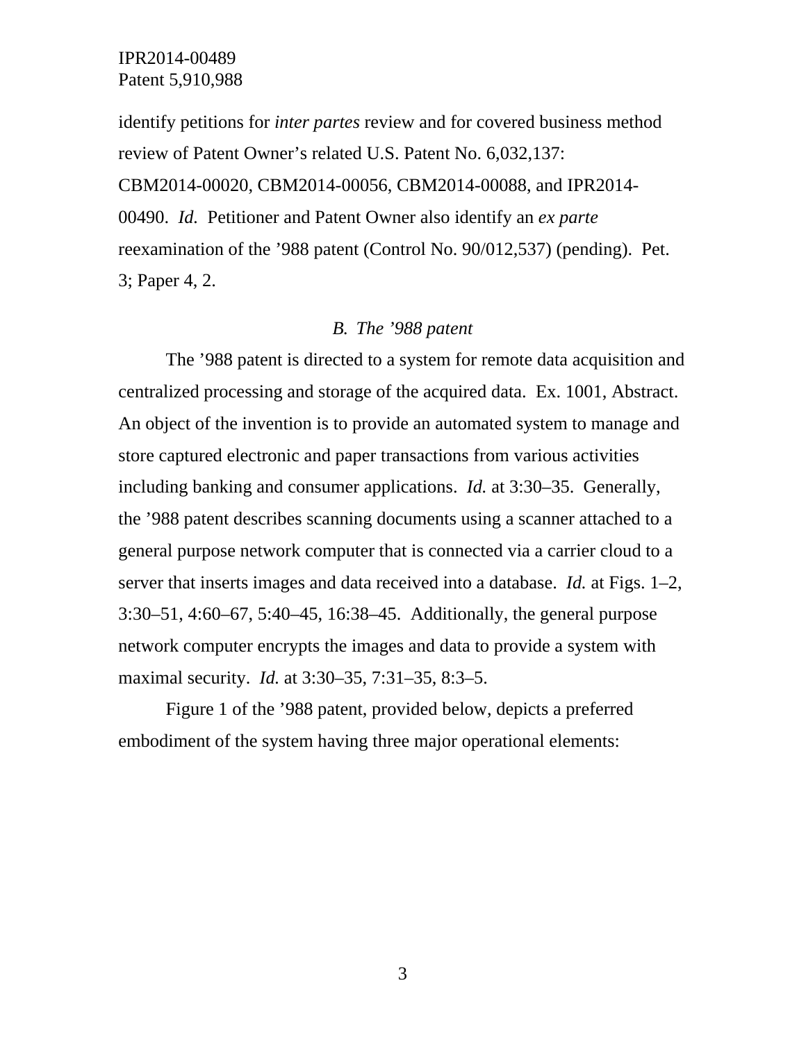identify petitions for *inter partes* review and for covered business method review of Patent Owner's related U.S. Patent No. 6,032,137: CBM2014-00020, CBM2014-00056, CBM2014-00088, and IPR2014-00490. *Id.* Petitioner and Patent Owner also identify an *ex parte* reexamination of the '988 patent (Control No. 90/012,537) (pending). Pet. 3; Paper 4, 2.

### *B. The '988 patent*

The '988 patent is directed to a system for remote data acquisition and centralized processing and storage of the acquired data. Ex. 1001, Abstract. An object of the invention is to provide an automated system to manage and store captured electronic and paper transactions from various activities including banking and consumer applications. *Id.* at 3:30–35. Generally, the '988 patent describes scanning documents using a scanner attached to a general purpose network computer that is connected via a carrier cloud to a server that inserts images and data received into a database. *Id.* at Figs. 1–2, 3:30–51, 4:60–67, 5:40–45, 16:38–45. Additionally, the general purpose network computer encrypts the images and data to provide a system with maximal security. *Id.* at 3:30–35, 7:31–35, 8:3–5.

Figure 1 of the '988 patent, provided below, depicts a preferred embodiment of the system having three major operational elements: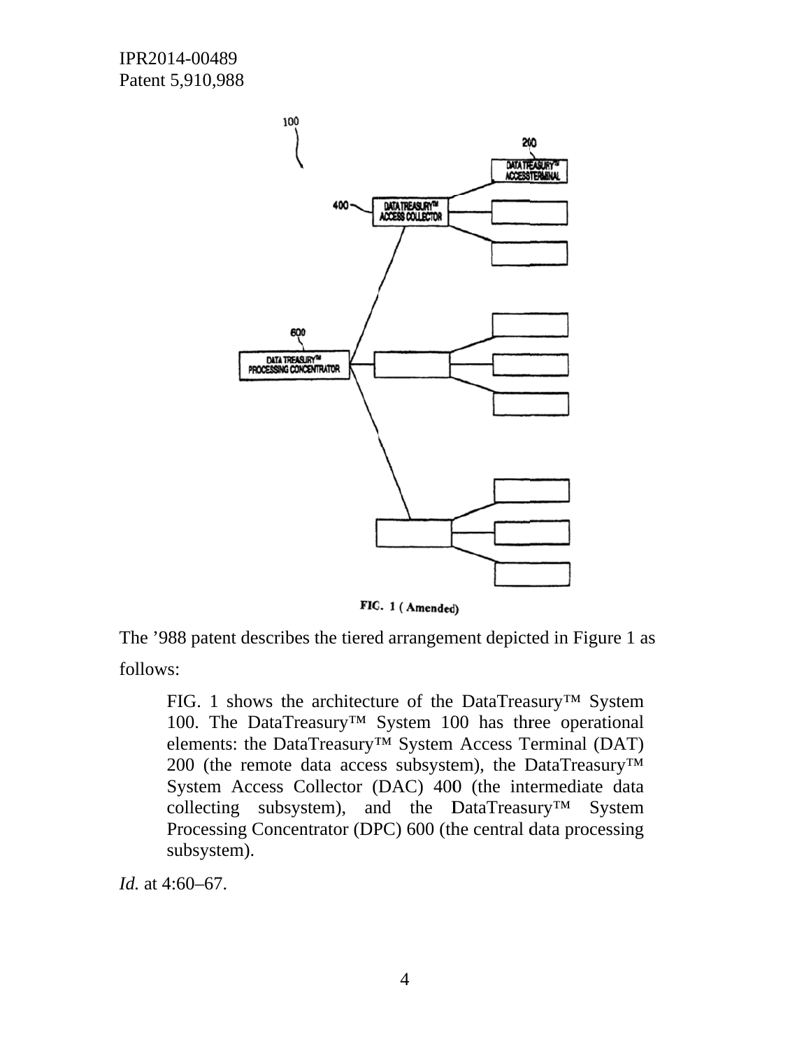FIG. 1 (Amended)

The ’988 patent describes the tiered arrangement depicted in Figure 1 as follows:

> FIG. 1 shows the architecture of the DataTreasury™ System 100. The DataTreasury™ System 100 has three operational elements: the DataTreasury™ System Access Terminal (DAT) 200 (the remote data access subsystem), the DataTreasury™ System Access Collector (DAC) 400 (the intermediate data collecting subsystem), and the DataTreasury™ System Processing Concentrator (DPC) 600 (the central data processing subsystem).

*Id.* at 4:60–67.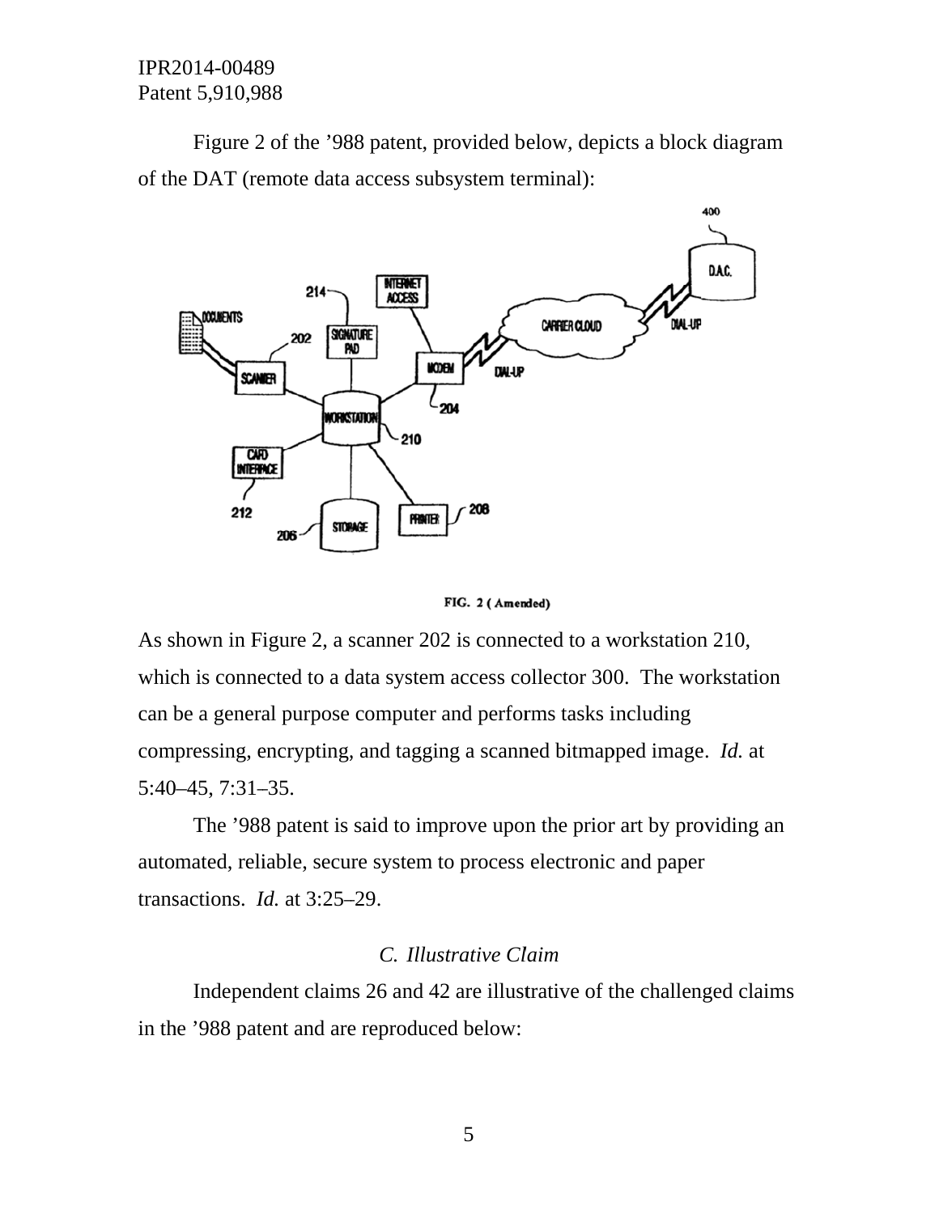Figure 2 of the ’988 patent, provided below, depicts a block diagram of the DAT (remote data access subsystem terminal):

FIG. 2 ( Amended)

As shown in Figure 2, a scanner 202 is connected to a workstation 210, which is connected to a data system access collector 300. The workstation can be a general purpose computer and performs tasks including compressing, encrypting, and tagging a scanned bitmapped image. *Id.* at 5:40–45, 7:31–35.

The ’988 patent is said to improve upon the prior art by providing an automated, reliable, secure system to process electronic and paper transactions. *Id.* at 3:25–29.

### *C. Illustrative Claim*

Independent claims 26 and 42 are illustrative of the challenged claims in the ’988 patent and are reproduced below: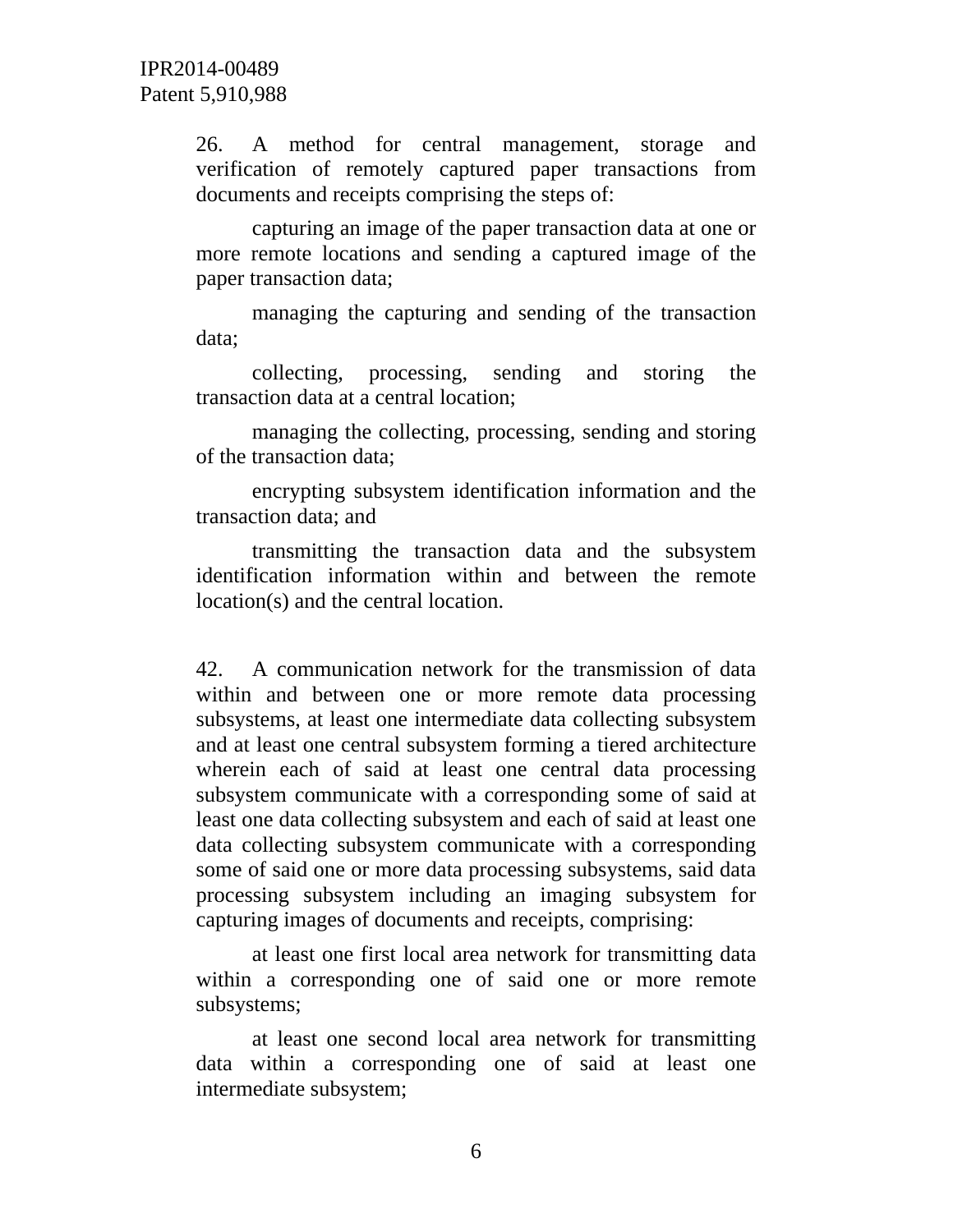26. A method for central management, storage and verification of remotely captured paper transactions from documents and receipts comprising the steps of:

capturing an image of the paper transaction data at one or more remote locations and sending a captured image of the paper transaction data;

managing the capturing and sending of the transaction data;

collecting, processing, sending and storing the transaction data at a central location;

managing the collecting, processing, sending and storing of the transaction data;

encrypting subsystem identification information and the transaction data; and

transmitting the transaction data and the subsystem identification information within and between the remote location(s) and the central location.

42. A communication network for the transmission of data within and between one or more remote data processing subsystems, at least one intermediate data collecting subsystem and at least one central subsystem forming a tiered architecture wherein each of said at least one central data processing subsystem communicate with a corresponding some of said at least one data collecting subsystem and each of said at least one data collecting subsystem communicate with a corresponding some of said one or more data processing subsystems, said data processing subsystem including an imaging subsystem for capturing images of documents and receipts, comprising:

at least one first local area network for transmitting data within a corresponding one of said one or more remote subsystems;

at least one second local area network for transmitting data within a corresponding one of said at least one intermediate subsystem;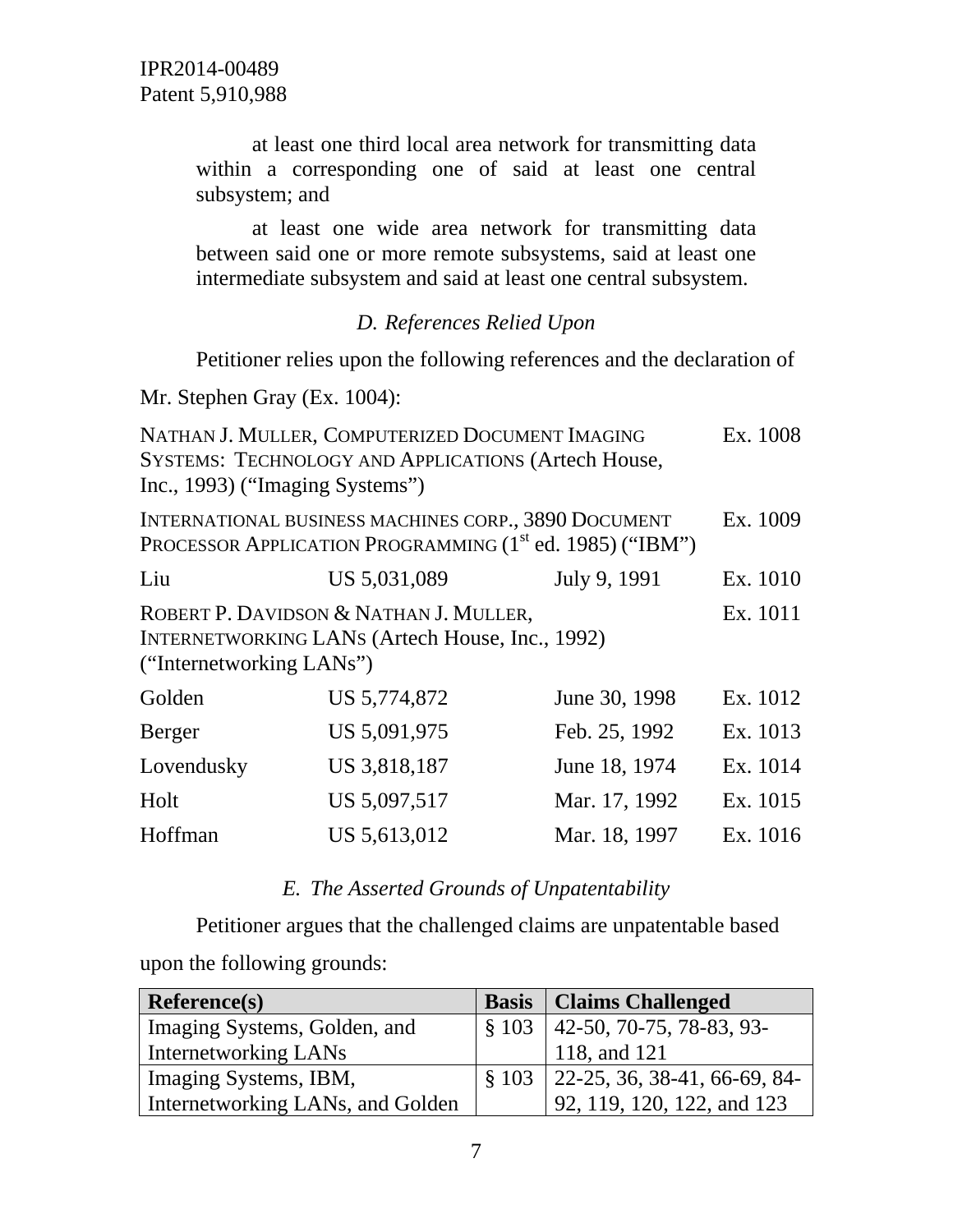at least one third local area network for transmitting data within a corresponding one of said at least one central subsystem; and

at least one wide area network for transmitting data between said one or more remote subsystems, said at least one intermediate subsystem and said at least one central subsystem.

### *D. References Relied Upon*

Petitioner relies upon the following references and the declaration of Mr. Stephen Gray (Ex. 1004):

| | | | |
|---|---|---|---|
| NATHAN J. MULLER, COMPUTERIZED DOCUMENT IMAGING SYSTEMS: TECHNOLOGY AND APPLICATIONS (Artech House, Inc., 1993) ("Imaging Systems") | | | Ex. 1008 |
| INTERNATIONAL BUSINESS MACHINES CORP., 3890 DOCUMENT PROCESSOR APPLICATION PROGRAMMING (1st ed. 1985) ("IBM") | | | Ex. 1009 |
| Liu | US 5,031,089 | July 9, 1991 | Ex. 1010 |
| ROBERT P. DAVIDSON & NATHAN J. MULLER, INTERNETWORKING LANS (Artech House, Inc., 1992) ("Internetworking LANs") | | | Ex. 1011 |
| Golden | US 5,774,872 | June 30, 1998 | Ex. 1012 |
| Berger | US 5,091,975 | Feb. 25, 1992 | Ex. 1013 |
| Lovendusky | US 3,818,187 | June 18, 1974 | Ex. 1014 |
| Holt | US 5,097,517 | Mar. 17, 1992 | Ex. 1015 |
| Hoffman | US 5,613,012 | Mar. 18, 1997 | Ex. 1016 |

### *E. The Asserted Grounds of Unpatentability*

Petitioner argues that the challenged claims are unpatentable based upon the following grounds:

| Reference(s) | Basis | Claims Challenged |
|---|---|---|
| Imaging Systems, Golden, and Internetworking LANs | § 103 | 42-50, 70-75, 78-83, 93-118, and 121 |
| Imaging Systems, IBM, Internetworking LANs, and Golden | § 103 | 22-25, 36, 38-41, 66-69, 84-92, 119, 120, 122, and 123 |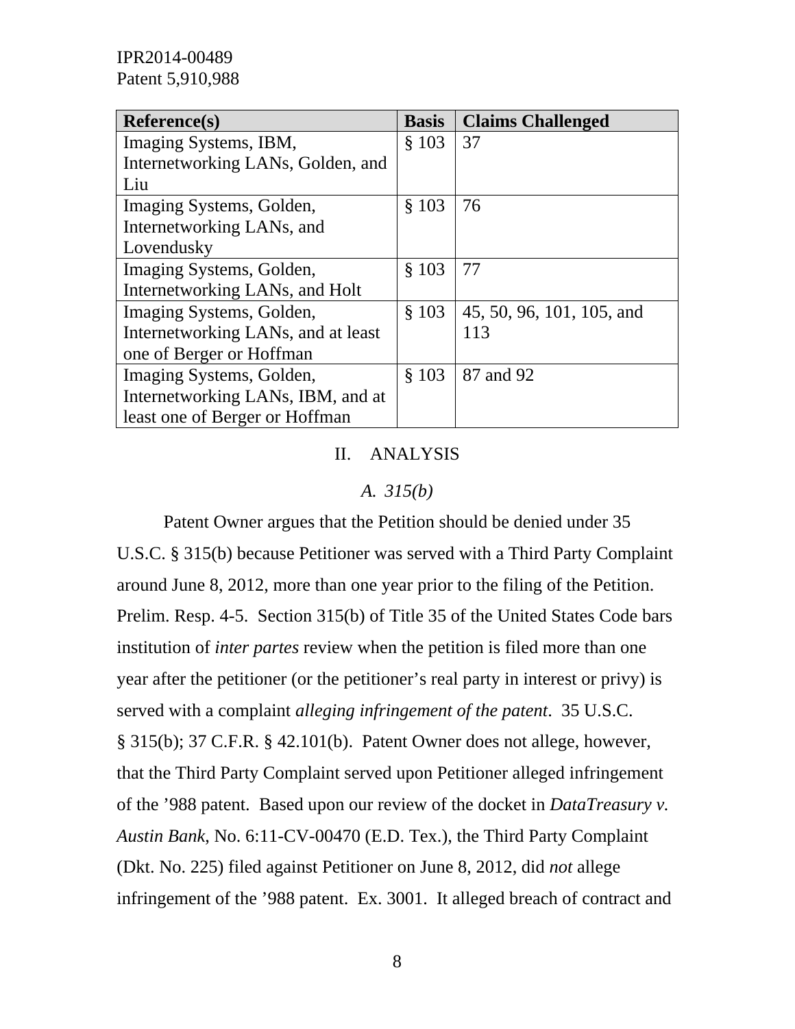| Reference(s) | Basis | Claims Challenged |
|---|---|---|
| Imaging Systems, IBM, Internetworking LANs, Golden, and Liu | § 103 | 37 |
| Imaging Systems, Golden, Internetworking LANs, and Lovendusky | § 103 | 76 |
| Imaging Systems, Golden, Internetworking LANs, and Holt | § 103 | 77 |
| Imaging Systems, Golden, Internetworking LANs, and at least one of Berger or Hoffman | § 103 | 45, 50, 96, 101, 105, and 113 |
| Imaging Systems, Golden, Internetworking LANs, IBM, and at least one of Berger or Hoffman | § 103 | 87 and 92 |

## II. ANALYSIS

### *A. 315(b)*

Patent Owner argues that the Petition should be denied under 35 U.S.C. § 315(b) because Petitioner was served with a Third Party Complaint around June 8, 2012, more than one year prior to the filing of the Petition. Prelim. Resp. 4-5. Section 315(b) of Title 35 of the United States Code bars institution of *inter partes* review when the petition is filed more than one year after the petitioner (or the petitioner's real party in interest or privy) is served with a complaint *alleging infringement of the patent*. 35 U.S.C. § 315(b); 37 C.F.R. § 42.101(b). Patent Owner does not allege, however, that the Third Party Complaint served upon Petitioner alleged infringement of the '988 patent. Based upon our review of the docket in *DataTreasury v. Austin Bank*, No. 6:11-CV-00470 (E.D. Tex.), the Third Party Complaint (Dkt. No. 225) filed against Petitioner on June 8, 2012, did *not* allege infringement of the '988 patent. Ex. 3001. It alleged breach of contract and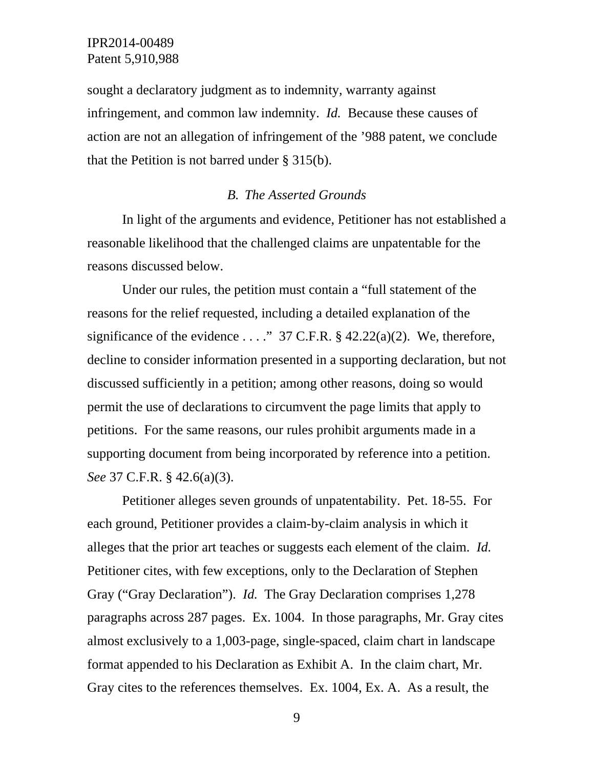sought a declaratory judgment as to indemnity, warranty against infringement, and common law indemnity. *Id.* Because these causes of action are not an allegation of infringement of the ’988 patent, we conclude that the Petition is not barred under § 315(b).

### *B. The Asserted Grounds*

In light of the arguments and evidence, Petitioner has not established a reasonable likelihood that the challenged claims are unpatentable for the reasons discussed below.

Under our rules, the petition must contain a “full statement of the reasons for the relief requested, including a detailed explanation of the significance of the evidence . . . .” 37 C.F.R. § 42.22(a)(2). We, therefore, decline to consider information presented in a supporting declaration, but not discussed sufficiently in a petition; among other reasons, doing so would permit the use of declarations to circumvent the page limits that apply to petitions. For the same reasons, our rules prohibit arguments made in a supporting document from being incorporated by reference into a petition. *See* 37 C.F.R. § 42.6(a)(3).

Petitioner alleges seven grounds of unpatentability. Pet. 18-55. For each ground, Petitioner provides a claim-by-claim analysis in which it alleges that the prior art teaches or suggests each element of the claim. *Id.* Petitioner cites, with few exceptions, only to the Declaration of Stephen Gray (“Gray Declaration”). *Id.* The Gray Declaration comprises 1,278 paragraphs across 287 pages. Ex. 1004. In those paragraphs, Mr. Gray cites almost exclusively to a 1,003-page, single-spaced, claim chart in landscape format appended to his Declaration as Exhibit A. In the claim chart, Mr. Gray cites to the references themselves. Ex. 1004, Ex. A. As a result, the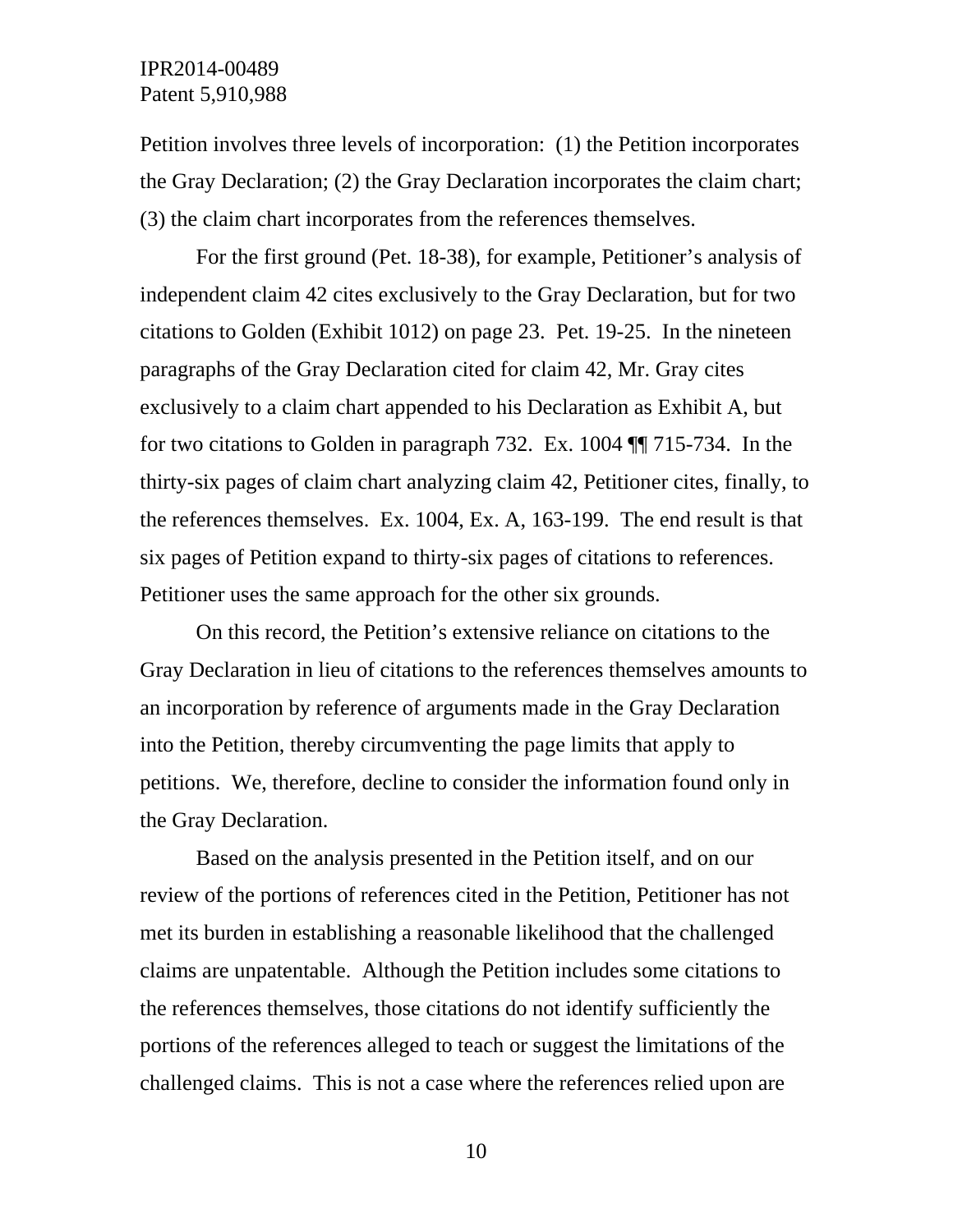Petition involves three levels of incorporation: (1) the Petition incorporates the Gray Declaration; (2) the Gray Declaration incorporates the claim chart; (3) the claim chart incorporates from the references themselves.

For the first ground (Pet. 18-38), for example, Petitioner's analysis of independent claim 42 cites exclusively to the Gray Declaration, but for two citations to Golden (Exhibit 1012) on page 23. Pet. 19-25. In the nineteen paragraphs of the Gray Declaration cited for claim 42, Mr. Gray cites exclusively to a claim chart appended to his Declaration as Exhibit A, but for two citations to Golden in paragraph 732. Ex. 1004 ¶¶ 715-734. In the thirty-six pages of claim chart analyzing claim 42, Petitioner cites, finally, to the references themselves. Ex. 1004, Ex. A, 163-199. The end result is that six pages of Petition expand to thirty-six pages of citations to references. Petitioner uses the same approach for the other six grounds.

On this record, the Petition's extensive reliance on citations to the Gray Declaration in lieu of citations to the references themselves amounts to an incorporation by reference of arguments made in the Gray Declaration into the Petition, thereby circumventing the page limits that apply to petitions. We, therefore, decline to consider the information found only in the Gray Declaration.

Based on the analysis presented in the Petition itself, and on our review of the portions of references cited in the Petition, Petitioner has not met its burden in establishing a reasonable likelihood that the challenged claims are unpatentable. Although the Petition includes some citations to the references themselves, those citations do not identify sufficiently the portions of the references alleged to teach or suggest the limitations of the challenged claims. This is not a case where the references relied upon are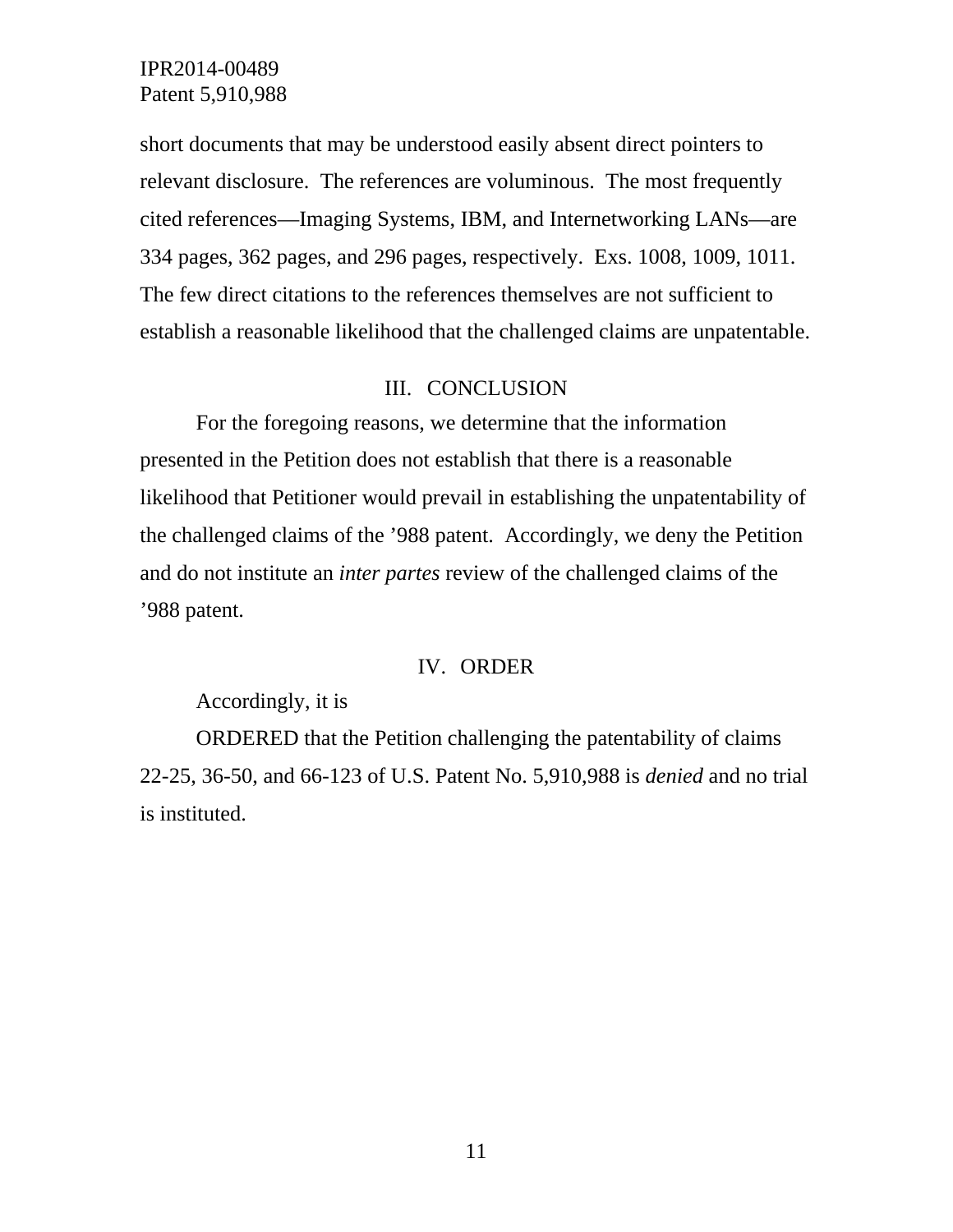short documents that may be understood easily absent direct pointers to relevant disclosure. The references are voluminous. The most frequently cited references—Imaging Systems, IBM, and Internetworking LANs—are 334 pages, 362 pages, and 296 pages, respectively. Exs. 1008, 1009, 1011. The few direct citations to the references themselves are not sufficient to establish a reasonable likelihood that the challenged claims are unpatentable.

## III. CONCLUSION

For the foregoing reasons, we determine that the information presented in the Petition does not establish that there is a reasonable likelihood that Petitioner would prevail in establishing the unpatentability of the challenged claims of the ’988 patent. Accordingly, we deny the Petition and do not institute an *inter partes* review of the challenged claims of the ’988 patent.

## IV. ORDER

Accordingly, it is

ORDERED that the Petition challenging the patentability of claims 22-25, 36-50, and 66-123 of U.S. Patent No. 5,910,988 is *denied* and no trial is instituted.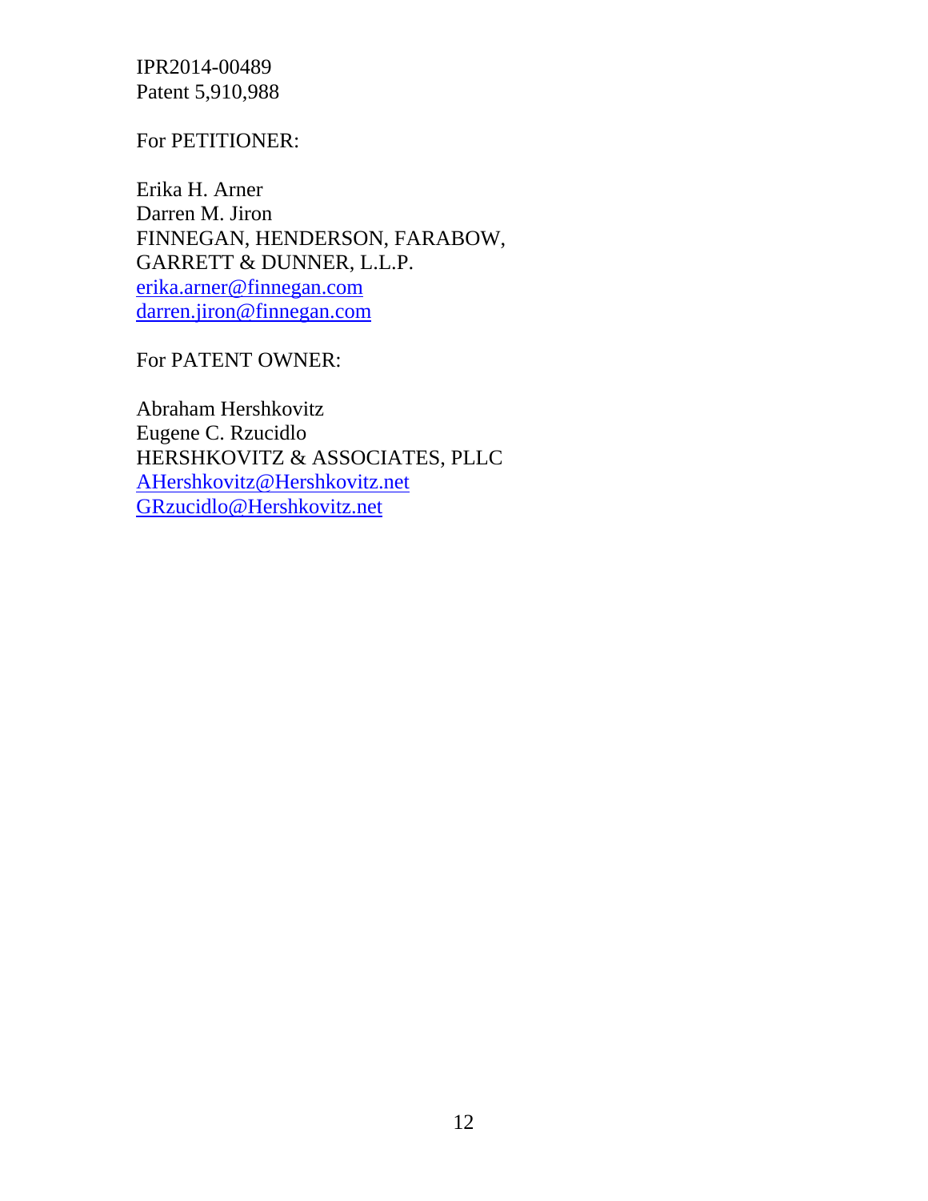IPR2014-00489
Patent 5,910,988

For PETITIONER:

Erika H. Arner
Darren M. Jiron
FINNEGAN, HENDERSON, FARABOW,
GARRETT & DUNNER, L.L.P.
erika.arner@finnegan.com
darren.jiron@finnegan.com

For PATENT OWNER:

Abraham Hershkovitz
Eugene C. Rzucidlo
HERSHKOVITZ & ASSOCIATES, PLLC
AHershkovitz@Hershkovitz.net
GRzucidlo@Hershkovitz.net